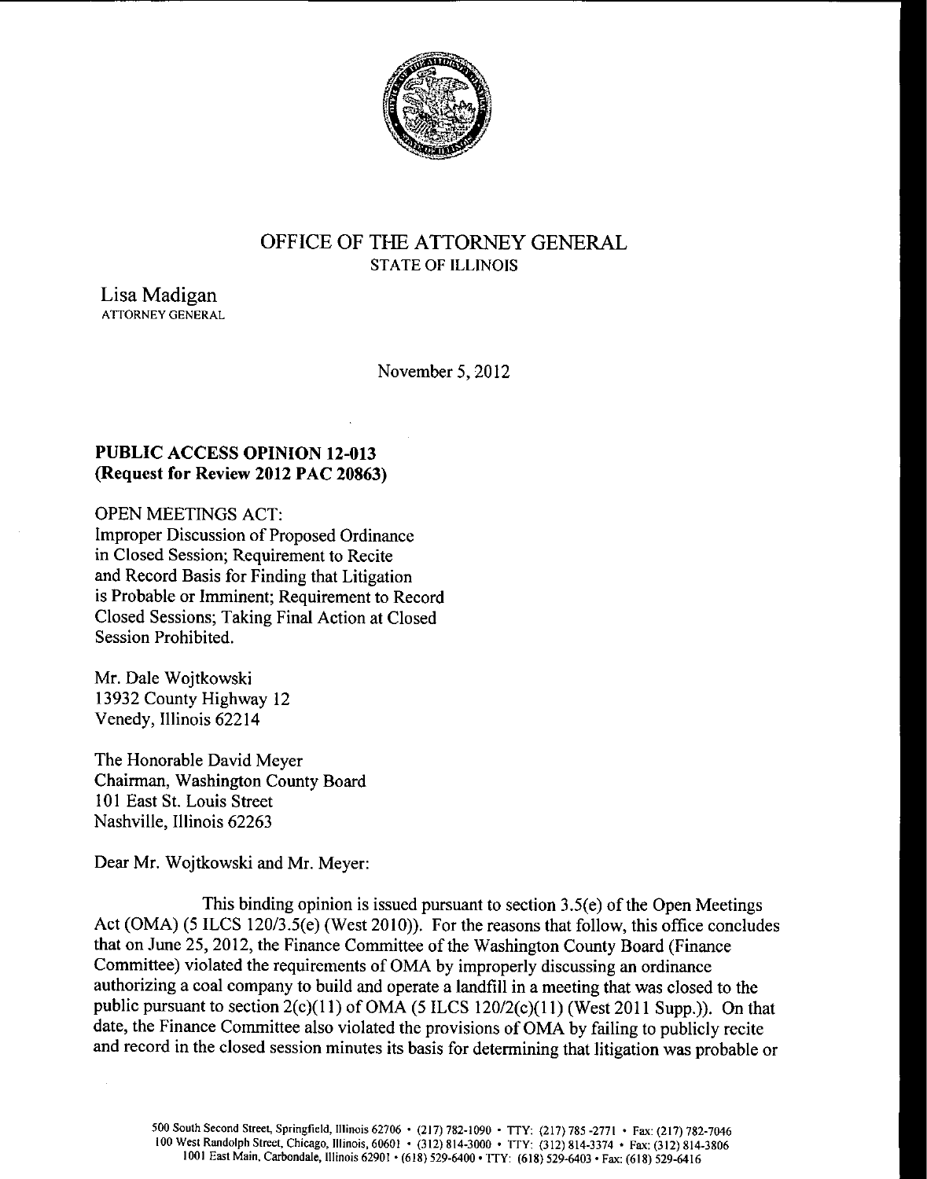OFFICE OF THE ATTORNEY GENERAL
STATE OF ILLINOIS

Lisa Madigan
ATTORNEY GENERAL

November 5, 2012

**PUBLIC ACCESS OPINION 12-013**
**(Request for Review 2012 PAC 20863)**

OPEN MEETINGS ACT:
Improper Discussion of Proposed Ordinance in Closed Session; Requirement to Recite and Record Basis for Finding that Litigation is Probable or Imminent; Requirement to Record Closed Sessions; Taking Final Action at Closed Session Prohibited.

Mr. Dale Wojtkowski
13932 County Highway 12
Venedy, Illinois 62214

The Honorable David Meyer
Chairman, Washington County Board
101 East St. Louis Street
Nashville, Illinois 62263

Dear Mr. Wojtkowski and Mr. Meyer:

This binding opinion is issued pursuant to section 3.5(e) of the Open Meetings Act (OMA) (5 ILCS 120/3.5(e) (West 2010)). For the reasons that follow, this office concludes that on June 25, 2012, the Finance Committee of the Washington County Board (Finance Committee) violated the requirements of OMA by improperly discussing an ordinance authorizing a coal company to build and operate a landfill in a meeting that was closed to the public pursuant to section 2(c)(11) of OMA (5 ILCS 120/2(c)(11) (West 2011 Supp.)). On that date, the Finance Committee also violated the provisions of OMA by failing to publicly recite and record in the closed session minutes its basis for determining that litigation was probable or

500 South Second Street, Springfield, Illinois 62706 • (217) 782-1090 • TTY: (217) 785-2771 • Fax: (217) 782-7046
100 West Randolph Street, Chicago, Illinois, 60601 • (312) 814-3000 • TTY: (312) 814-3374 • Fax: (312) 814-3806
1001 East Main, Carbondale, Illinois 62901 • (618) 529-6400 • TTY: (618) 529-6403 • Fax: (618) 529-6416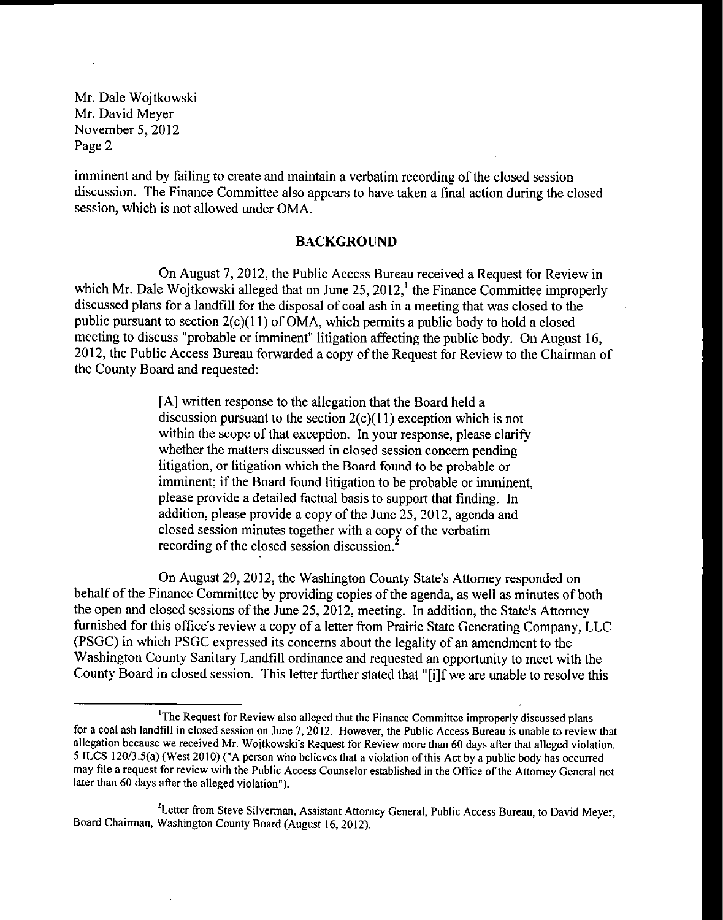imminent and by failing to create and maintain a verbatim recording of the closed session discussion. The Finance Committee also appears to have taken a final action during the closed session, which is not allowed under OMA.

## BACKGROUND

On August 7, 2012, the Public Access Bureau received a Request for Review in which Mr. Dale Wojtkowski alleged that on June 25, 2012,[1] the Finance Committee improperly discussed plans for a landfill for the disposal of coal ash in a meeting that was closed to the public pursuant to section 2(c)(11) of OMA, which permits a public body to hold a closed meeting to discuss "probable or imminent" litigation affecting the public body. On August 16, 2012, the Public Access Bureau forwarded a copy of the Request for Review to the Chairman of the County Board and requested:

> [A] written response to the allegation that the Board held a discussion pursuant to the section 2(c)(11) exception which is not within the scope of that exception. In your response, please clarify whether the matters discussed in closed session concern pending litigation, or litigation which the Board found to be probable or imminent; if the Board found litigation to be probable or imminent, please provide a detailed factual basis to support that finding. In addition, please provide a copy of the June 25, 2012, agenda and closed session minutes together with a copy of the verbatim recording of the closed session discussion.[2]

On August 29, 2012, the Washington County State's Attorney responded on behalf of the Finance Committee by providing copies of the agenda, as well as minutes of both the open and closed sessions of the June 25, 2012, meeting. In addition, the State's Attorney furnished for this office's review a copy of a letter from Prairie State Generating Company, LLC (PSGC) in which PSGC expressed its concerns about the legality of an amendment to the Washington County Sanitary Landfill ordinance and requested an opportunity to meet with the County Board in closed session. This letter further stated that "[i]f we are unable to resolve this

---

[1]The Request for Review also alleged that the Finance Committee improperly discussed plans for a coal ash landfill in closed session on June 7, 2012. However, the Public Access Bureau is unable to review that allegation because we received Mr. Wojtkowski's Request for Review more than 60 days after that alleged violation. 5 ILCS 120/3.5(a) (West 2010) ("A person who believes that a violation of this Act by a public body has occurred may file a request for review with the Public Access Counselor established in the Office of the Attorney General not later than 60 days after the alleged violation").

[2]Letter from Steve Silverman, Assistant Attorney General, Public Access Bureau, to David Meyer, Board Chairman, Washington County Board (August 16, 2012).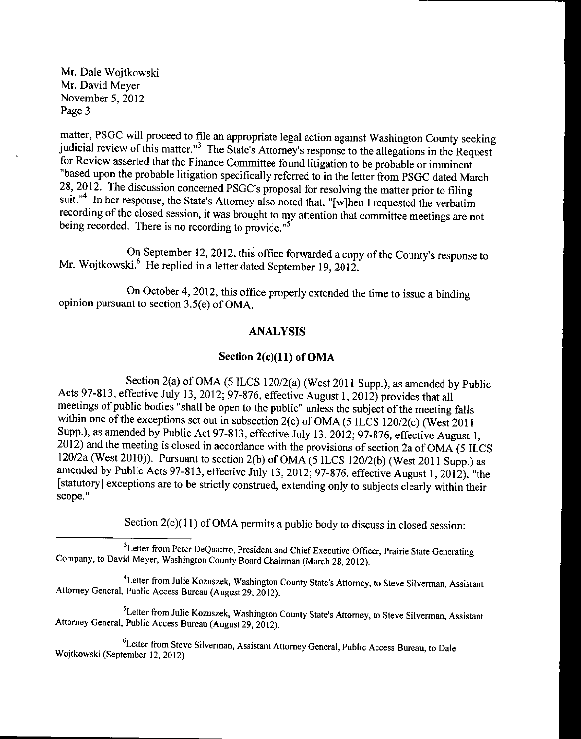Mr. Dale Wojtkowski
Mr. David Meyer
November 5, 2012

matter, PSGC will proceed to file an appropriate legal action against Washington County seeking judicial review of this matter."[3] The State's Attorney's response to the allegations in the Request for Review asserted that the Finance Committee found litigation to be probable or imminent "based upon the probable litigation specifically referred to in the letter from PSGC dated March 28, 2012. The discussion concerned PSGC's proposal for resolving the matter prior to filing suit."[4] In her response, the State's Attorney also noted that, "[w]hen I requested the verbatim recording of the closed session, it was brought to my attention that committee meetings are not being recorded. There is no recording to provide."[5]

On September 12, 2012, this office forwarded a copy of the County's response to Mr. Wojtkowski.[6] He replied in a letter dated September 19, 2012.

On October 4, 2012, this office properly extended the time to issue a binding opinion pursuant to section 3.5(e) of OMA.

## ANALYSIS

### Section 2(c)(11) of OMA

Section 2(a) of OMA (5 ILCS 120/2(a) (West 2011 Supp.), as amended by Public Acts 97-813, effective July 13, 2012; 97-876, effective August 1, 2012) provides that all meetings of public bodies "shall be open to the public" unless the subject of the meeting falls within one of the exceptions set out in subsection 2(c) of OMA (5 ILCS 120/2(c) (West 2011 Supp.), as amended by Public Act 97-813, effective July 13, 2012; 97-876, effective August 1, 2012) and the meeting is closed in accordance with the provisions of section 2a of OMA (5 ILCS 120/2a (West 2010)). Pursuant to section 2(b) of OMA (5 ILCS 120/2(b) (West 2011 Supp.) as amended by Public Acts 97-813, effective July 13, 2012; 97-876, effective August 1, 2012), "the [statutory] exceptions are to be strictly construed, extending only to subjects clearly within their scope."

Section 2(c)(11) of OMA permits a public body to discuss in closed session:

---

[3] Letter from Peter DeQuattro, President and Chief Executive Officer, Prairie State Generating Company, to David Meyer, Washington County Board Chairman (March 28, 2012).

[4] Letter from Julie Kozuszek, Washington County State's Attorney, to Steve Silverman, Assistant Attorney General, Public Access Bureau (August 29, 2012).

[5] Letter from Julie Kozuszek, Washington County State's Attorney, to Steve Silverman, Assistant Attorney General, Public Access Bureau (August 29, 2012).

[6] Letter from Steve Silverman, Assistant Attorney General, Public Access Bureau, to Dale Wojtkowski (September 12, 2012).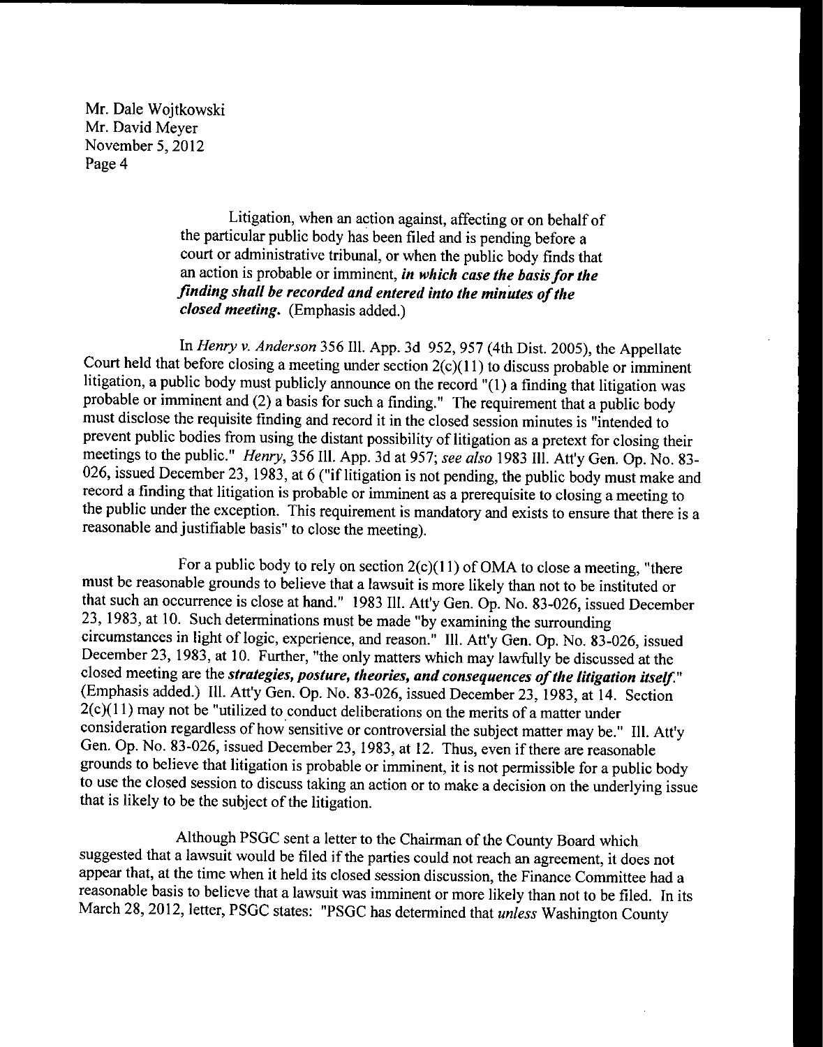Mr. Dale Wojtkowski
Mr. David Meyer
November 5, 2012

> Litigation, when an action against, affecting or on behalf of the particular public body has been filed and is pending before a court or administrative tribunal, or when the public body finds that an action is probable or imminent, ***in which case the basis for the finding shall be recorded and entered into the minutes of the closed meeting.*** (Emphasis added.)

In *Henry v. Anderson* 356 Ill. App. 3d 952, 957 (4th Dist. 2005), the Appellate Court held that before closing a meeting under section 2(c)(11) to discuss probable or imminent litigation, a public body must publicly announce on the record "(1) a finding that litigation was probable or imminent and (2) a basis for such a finding." The requirement that a public body must disclose the requisite finding and record it in the closed session minutes is "intended to prevent public bodies from using the distant possibility of litigation as a pretext for closing their meetings to the public." *Henry*, 356 Ill. App. 3d at 957; *see also* 1983 Ill. Att'y Gen. Op. No. 83-026, issued December 23, 1983, at 6 ("if litigation is not pending, the public body must make and record a finding that litigation is probable or imminent as a prerequisite to closing a meeting to the public under the exception. This requirement is mandatory and exists to ensure that there is a reasonable and justifiable basis" to close the meeting).

For a public body to rely on section 2(c)(11) of OMA to close a meeting, "there must be reasonable grounds to believe that a lawsuit is more likely than not to be instituted or that such an occurrence is close at hand." 1983 Ill. Att'y Gen. Op. No. 83-026, issued December 23, 1983, at 10. Such determinations must be made "by examining the surrounding circumstances in light of logic, experience, and reason." Ill. Att'y Gen. Op. No. 83-026, issued December 23, 1983, at 10. Further, "the only matters which may lawfully be discussed at the closed meeting are the ***strategies, posture, theories, and consequences of the litigation itself.***" (Emphasis added.) Ill. Att'y Gen. Op. No. 83-026, issued December 23, 1983, at 14. Section 2(c)(11) may not be "utilized to conduct deliberations on the merits of a matter under consideration regardless of how sensitive or controversial the subject matter may be." Ill. Att'y Gen. Op. No. 83-026, issued December 23, 1983, at 12. Thus, even if there are reasonable grounds to believe that litigation is probable or imminent, it is not permissible for a public body to use the closed session to discuss taking an action or to make a decision on the underlying issue that is likely to be the subject of the litigation.

Although PSGC sent a letter to the Chairman of the County Board which suggested that a lawsuit would be filed if the parties could not reach an agreement, it does not appear that, at the time when it held its closed session discussion, the Finance Committee had a reasonable basis to believe that a lawsuit was imminent or more likely than not to be filed. In its March 28, 2012, letter, PSGC states: "PSGC has determined that *unless* Washington County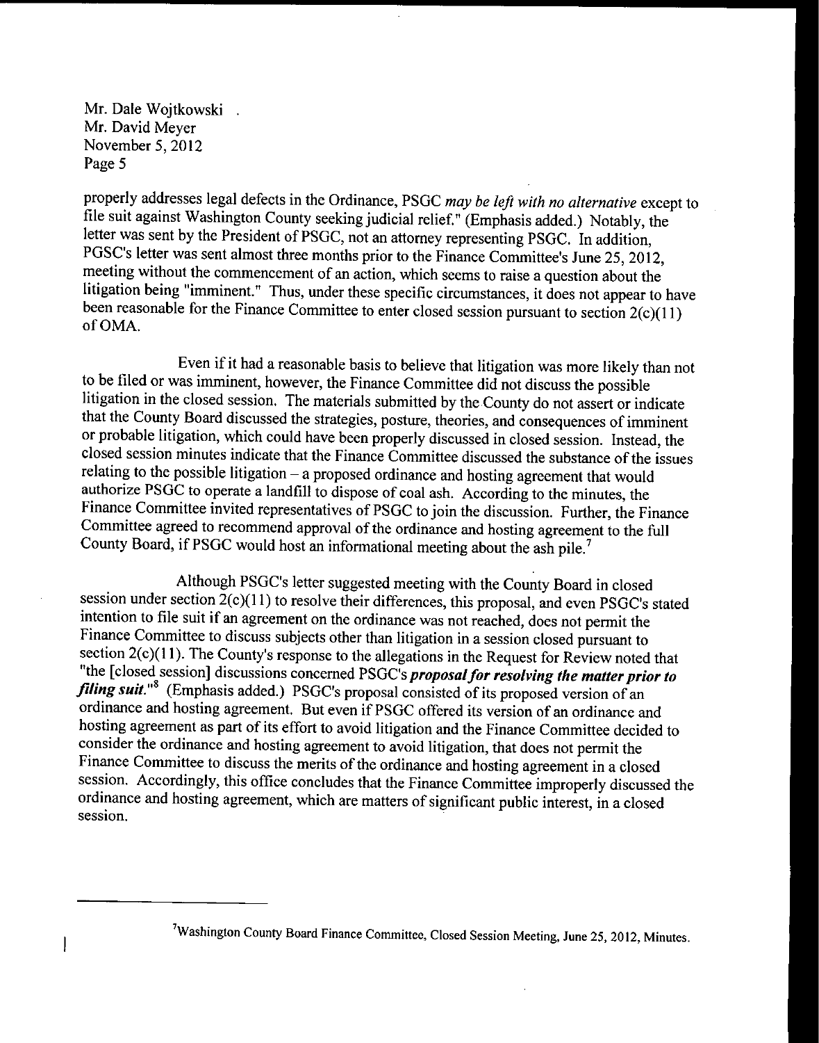properly addresses legal defects in the Ordinance, PSGC *may be left with no alternative* except to file suit against Washington County seeking judicial relief." (Emphasis added.) Notably, the letter was sent by the President of PSGC, not an attorney representing PSGC. In addition, PGSC's letter was sent almost three months prior to the Finance Committee's June 25, 2012, meeting without the commencement of an action, which seems to raise a question about the litigation being "imminent." Thus, under these specific circumstances, it does not appear to have been reasonable for the Finance Committee to enter closed session pursuant to section 2(c)(11) of OMA.

Even if it had a reasonable basis to believe that litigation was more likely than not to be filed or was imminent, however, the Finance Committee did not discuss the possible litigation in the closed session. The materials submitted by the County do not assert or indicate that the County Board discussed the strategies, posture, theories, and consequences of imminent or probable litigation, which could have been properly discussed in closed session. Instead, the closed session minutes indicate that the Finance Committee discussed the substance of the issues relating to the possible litigation – a proposed ordinance and hosting agreement that would authorize PSGC to operate a landfill to dispose of coal ash. According to the minutes, the Finance Committee invited representatives of PSGC to join the discussion. Further, the Finance Committee agreed to recommend approval of the ordinance and hosting agreement to the full County Board, if PSGC would host an informational meeting about the ash pile.[7]

Although PSGC's letter suggested meeting with the County Board in closed session under section 2(c)(11) to resolve their differences, this proposal, and even PSGC's stated intention to file suit if an agreement on the ordinance was not reached, does not permit the Finance Committee to discuss subjects other than litigation in a session closed pursuant to section 2(c)(11). The County's response to the allegations in the Request for Review noted that "the [closed session] discussions concerned PSGC's ***proposal for resolving the matter prior to filing suit.***"[8] (Emphasis added.) PSGC's proposal consisted of its proposed version of an ordinance and hosting agreement. But even if PSGC offered its version of an ordinance and hosting agreement as part of its effort to avoid litigation and the Finance Committee decided to consider the ordinance and hosting agreement to avoid litigation, that does not permit the Finance Committee to discuss the merits of the ordinance and hosting agreement in a closed session. Accordingly, this office concludes that the Finance Committee improperly discussed the ordinance and hosting agreement, which are matters of significant public interest, in a closed session.

---

[7]Washington County Board Finance Committee, Closed Session Meeting, June 25, 2012, Minutes.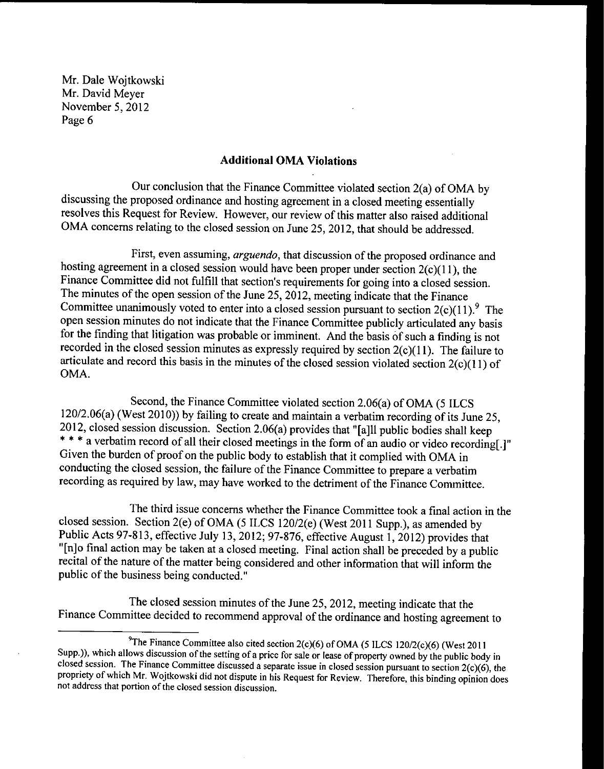Mr. Dale Wojtkowski
Mr. David Meyer
November 5, 2012

## Additional OMA Violations

Our conclusion that the Finance Committee violated section 2(a) of OMA by discussing the proposed ordinance and hosting agreement in a closed meeting essentially resolves this Request for Review. However, our review of this matter also raised additional OMA concerns relating to the closed session on June 25, 2012, that should be addressed.

First, even assuming, *arguendo*, that discussion of the proposed ordinance and hosting agreement in a closed session would have been proper under section 2(c)(11), the Finance Committee did not fulfill that section's requirements for going into a closed session. The minutes of the open session of the June 25, 2012, meeting indicate that the Finance Committee unanimously voted to enter into a closed session pursuant to section 2(c)(11).[9] The open session minutes do not indicate that the Finance Committee publicly articulated any basis for the finding that litigation was probable or imminent. And the basis of such a finding is not recorded in the closed session minutes as expressly required by section 2(c)(11). The failure to articulate and record this basis in the minutes of the closed session violated section 2(c)(11) of OMA.

Second, the Finance Committee violated section 2.06(a) of OMA (5 ILCS 120/2.06(a) (West 2010)) by failing to create and maintain a verbatim recording of its June 25, 2012, closed session discussion. Section 2.06(a) provides that "[a]ll public bodies shall keep * * * a verbatim record of all their closed meetings in the form of an audio or video recording[.]" Given the burden of proof on the public body to establish that it complied with OMA in conducting the closed session, the failure of the Finance Committee to prepare a verbatim recording as required by law, may have worked to the detriment of the Finance Committee.

The third issue concerns whether the Finance Committee took a final action in the closed session. Section 2(e) of OMA (5 ILCS 120/2(e) (West 2011 Supp.), as amended by Public Acts 97-813, effective July 13, 2012; 97-876, effective August 1, 2012) provides that "[n]o final action may be taken at a closed meeting. Final action shall be preceded by a public recital of the nature of the matter being considered and other information that will inform the public of the business being conducted."

The closed session minutes of the June 25, 2012, meeting indicate that the Finance Committee decided to recommend approval of the ordinance and hosting agreement to

---

[9] The Finance Committee also cited section 2(c)(6) of OMA (5 ILCS 120/2(c)(6) (West 2011 Supp.)), which allows discussion of the setting of a price for sale or lease of property owned by the public body in closed session. The Finance Committee discussed a separate issue in closed session pursuant to section 2(c)(6), the propriety of which Mr. Wojtkowski did not dispute in his Request for Review. Therefore, this binding opinion does not address that portion of the closed session discussion.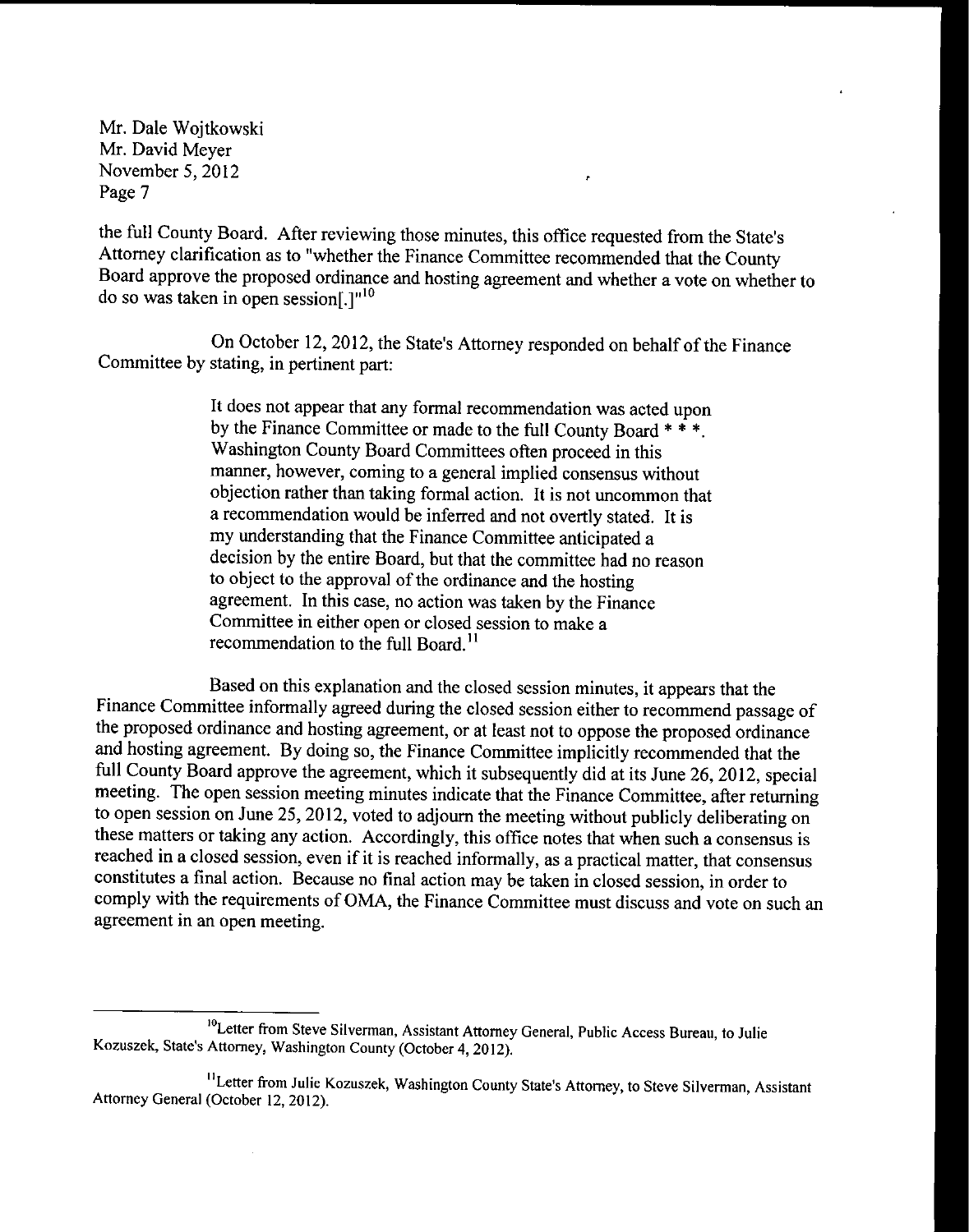the full County Board. After reviewing those minutes, this office requested from the State's Attorney clarification as to "whether the Finance Committee recommended that the County Board approve the proposed ordinance and hosting agreement and whether a vote on whether to do so was taken in open session[.]"[10]

On October 12, 2012, the State's Attorney responded on behalf of the Finance Committee by stating, in pertinent part:

> It does not appear that any formal recommendation was acted upon by the Finance Committee or made to the full County Board * * *. Washington County Board Committees often proceed in this manner, however, coming to a general implied consensus without objection rather than taking formal action. It is not uncommon that a recommendation would be inferred and not overtly stated. It is my understanding that the Finance Committee anticipated a decision by the entire Board, but that the committee had no reason to object to the approval of the ordinance and the hosting agreement. In this case, no action was taken by the Finance Committee in either open or closed session to make a recommendation to the full Board.[11]

Based on this explanation and the closed session minutes, it appears that the Finance Committee informally agreed during the closed session either to recommend passage of the proposed ordinance and hosting agreement, or at least not to oppose the proposed ordinance and hosting agreement. By doing so, the Finance Committee implicitly recommended that the full County Board approve the agreement, which it subsequently did at its June 26, 2012, special meeting. The open session meeting minutes indicate that the Finance Committee, after returning to open session on June 25, 2012, voted to adjourn the meeting without publicly deliberating on these matters or taking any action. Accordingly, this office notes that when such a consensus is reached in a closed session, even if it is reached informally, as a practical matter, that consensus constitutes a final action. Because no final action may be taken in closed session, in order to comply with the requirements of OMA, the Finance Committee must discuss and vote on such an agreement in an open meeting.

---

[10] Letter from Steve Silverman, Assistant Attorney General, Public Access Bureau, to Julie Kozuszek, State's Attorney, Washington County (October 4, 2012).

[11] Letter from Julie Kozuszek, Washington County State's Attorney, to Steve Silverman, Assistant Attorney General (October 12, 2012).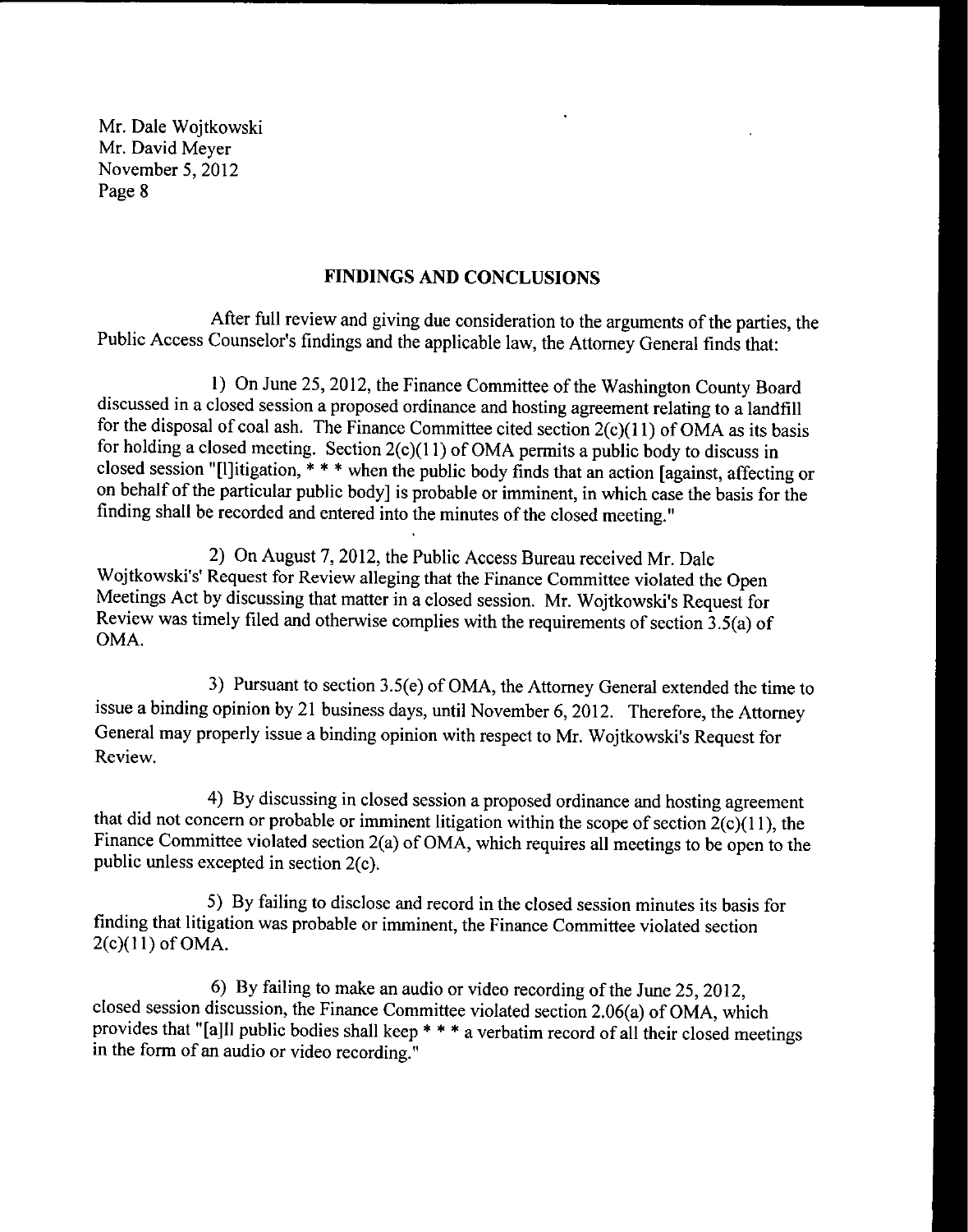Mr. Dale Wojtkowski
Mr. David Meyer
November 5, 2012

## FINDINGS AND CONCLUSIONS

After full review and giving due consideration to the arguments of the parties, the Public Access Counselor's findings and the applicable law, the Attorney General finds that:

1) On June 25, 2012, the Finance Committee of the Washington County Board discussed in a closed session a proposed ordinance and hosting agreement relating to a landfill for the disposal of coal ash. The Finance Committee cited section 2(c)(11) of OMA as its basis for holding a closed meeting. Section 2(c)(11) of OMA permits a public body to discuss in closed session "[l]itigation, * * * when the public body finds that an action [against, affecting or on behalf of the particular public body] is probable or imminent, in which case the basis for the finding shall be recorded and entered into the minutes of the closed meeting."

2) On August 7, 2012, the Public Access Bureau received Mr. Dale Wojtkowski's' Request for Review alleging that the Finance Committee violated the Open Meetings Act by discussing that matter in a closed session. Mr. Wojtkowski's Request for Review was timely filed and otherwise complies with the requirements of section 3.5(a) of OMA.

3) Pursuant to section 3.5(e) of OMA, the Attorney General extended the time to issue a binding opinion by 21 business days, until November 6, 2012. Therefore, the Attorney General may properly issue a binding opinion with respect to Mr. Wojtkowski's Request for Review.

4) By discussing in closed session a proposed ordinance and hosting agreement that did not concern or probable or imminent litigation within the scope of section 2(c)(11), the Finance Committee violated section 2(a) of OMA, which requires all meetings to be open to the public unless excepted in section 2(c).

5) By failing to disclose and record in the closed session minutes its basis for finding that litigation was probable or imminent, the Finance Committee violated section 2(c)(11) of OMA.

6) By failing to make an audio or video recording of the June 25, 2012, closed session discussion, the Finance Committee violated section 2.06(a) of OMA, which provides that "[a]ll public bodies shall keep * * * a verbatim record of all their closed meetings in the form of an audio or video recording."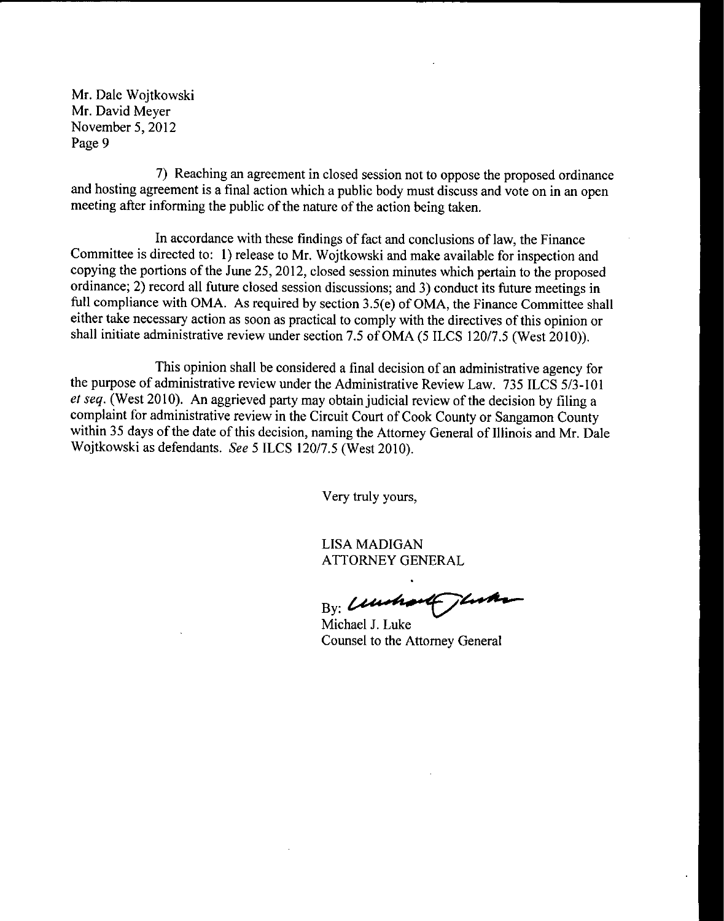Mr. Dale Wojtkowski
Mr. David Meyer
November 5, 2012

7) Reaching an agreement in closed session not to oppose the proposed ordinance and hosting agreement is a final action which a public body must discuss and vote on in an open meeting after informing the public of the nature of the action being taken.

In accordance with these findings of fact and conclusions of law, the Finance Committee is directed to: 1) release to Mr. Wojtkowski and make available for inspection and copying the portions of the June 25, 2012, closed session minutes which pertain to the proposed ordinance; 2) record all future closed session discussions; and 3) conduct its future meetings in full compliance with OMA. As required by section 3.5(e) of OMA, the Finance Committee shall either take necessary action as soon as practical to comply with the directives of this opinion or shall initiate administrative review under section 7.5 of OMA (5 ILCS 120/7.5 (West 2010)).

This opinion shall be considered a final decision of an administrative agency for the purpose of administrative review under the Administrative Review Law. 735 ILCS 5/3-101 *et seq.* (West 2010). An aggrieved party may obtain judicial review of the decision by filing a complaint for administrative review in the Circuit Court of Cook County or Sangamon County within 35 days of the date of this decision, naming the Attorney General of Illinois and Mr. Dale Wojtkowski as defendants. *See* 5 ILCS 120/7.5 (West 2010).

Very truly yours,

LISA MADIGAN
ATTORNEY GENERAL

By: 

Michael J. Luke
Counsel to the Attorney General